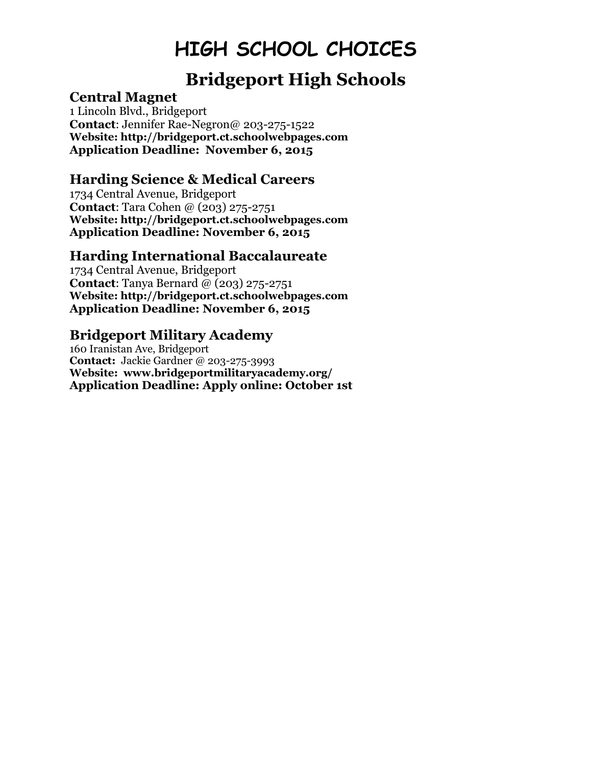# HIGH SCHOOL CHOICES

## Bridgeport High Schools

### Central Magnet

1 Lincoln Blvd., Bridgeport
**Contact**: Jennifer Rae-Negron@ 203-275-1522
**Website: http://bridgeport.ct.schoolwebpages.com**
**Application Deadline: November 6, 2015**

### Harding Science & Medical Careers

1734 Central Avenue, Bridgeport
**Contact**: Tara Cohen @ (203) 275-2751
**Website: http://bridgeport.ct.schoolwebpages.com**
**Application Deadline: November 6, 2015**

### Harding International Baccalaureate

1734 Central Avenue, Bridgeport
**Contact**: Tanya Bernard @ (203) 275-2751
**Website: http://bridgeport.ct.schoolwebpages.com**
**Application Deadline: November 6, 2015**

### Bridgeport Military Academy

160 Iranistan Ave, Bridgeport
**Contact:** Jackie Gardner @ 203-275-3993
**Website: www.bridgeportmilitaryacademy.org/**
**Application Deadline: Apply online: October 1st**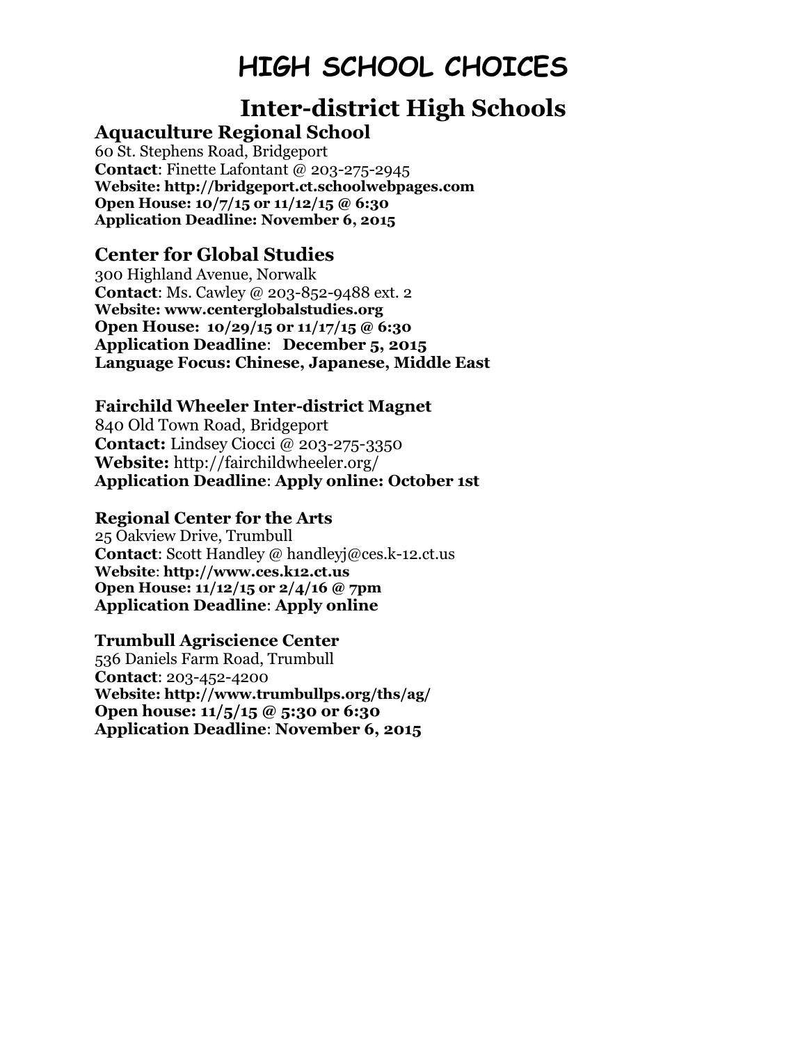# HIGH SCHOOL CHOICES

## Inter-district High Schools

### Aquaculture Regional School

60 St. Stephens Road, Bridgeport
**Contact**: Finette Lafontant @ 203-275-2945
**Website: http://bridgeport.ct.schoolwebpages.com**
**Open House: 10/7/15 or 11/12/15 @ 6:30**
**Application Deadline: November 6, 2015**

### Center for Global Studies

300 Highland Avenue, Norwalk
**Contact**: Ms. Cawley @ 203-852-9488 ext. 2
**Website: www.centerglobalstudies.org**
**Open House: 10/29/15 or 11/17/15 @ 6:30**
**Application Deadline**: **December 5, 2015**
**Language Focus: Chinese, Japanese, Middle East**

**Fairchild Wheeler Inter-district Magnet**
840 Old Town Road, Bridgeport
**Contact:** Lindsey Ciocci @ 203-275-3350
**Website:** http://fairchildwheeler.org/
**Application Deadline**: **Apply online: October 1st**

**Regional Center for the Arts**
25 Oakview Drive, Trumbull
**Contact**: Scott Handley @ handleyj@ces.k-12.ct.us
**Website**: **http://www.ces.k12.ct.us**
**Open House: 11/12/15 or 2/4/16 @ 7pm**
**Application Deadline**: **Apply online**

**Trumbull Agriscience Center**
536 Daniels Farm Road, Trumbull
**Contact**: 203-452-4200
**Website: http://www.trumbullps.org/ths/ag/**
**Open house: 11/5/15 @ 5:30 or 6:30**
**Application Deadline**: **November 6, 2015**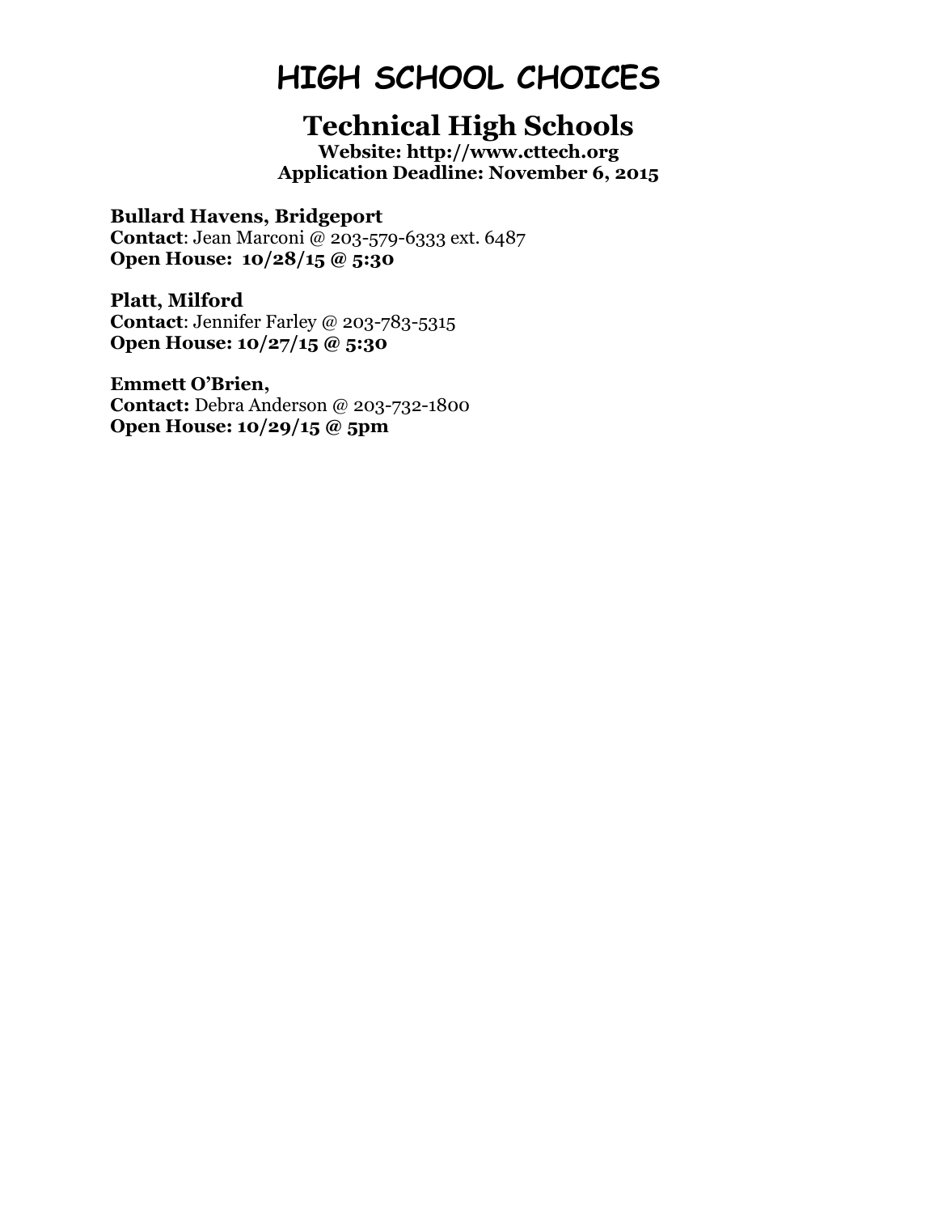# HIGH SCHOOL CHOICES

## Technical High Schools

**Website: http://www.cttech.org**
**Application Deadline: November 6, 2015**

**Bullard Havens, Bridgeport**
**Contact**: Jean Marconi @ 203-579-6333 ext. 6487
**Open House: 10/28/15 @ 5:30**

**Platt, Milford**
**Contact**: Jennifer Farley @ 203-783-5315
**Open House: 10/27/15 @ 5:30**

**Emmett O'Brien,**
**Contact:** Debra Anderson @ 203-732-1800
**Open House: 10/29/15 @ 5pm**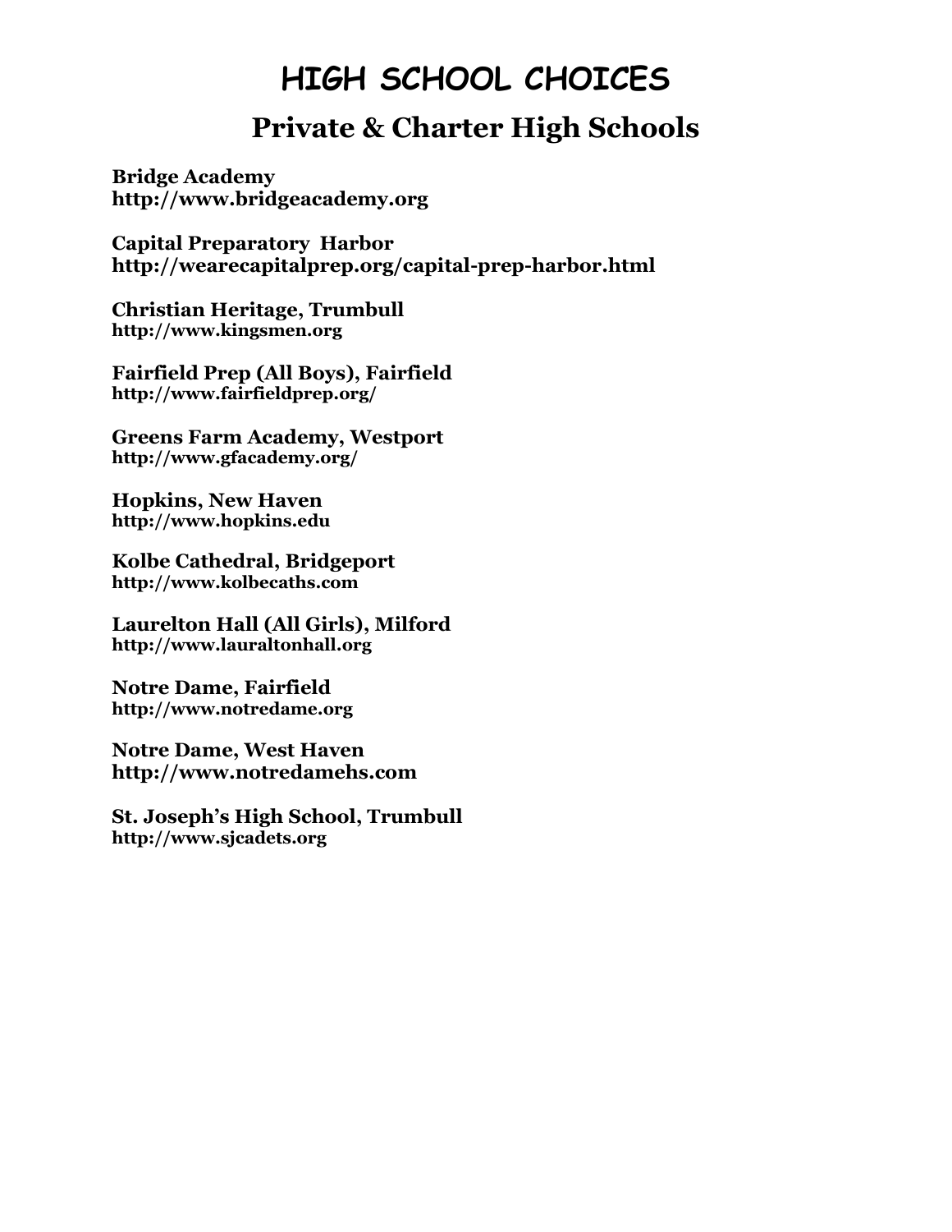# HIGH SCHOOL CHOICES

## Private & Charter High Schools

**Bridge Academy**
**http://www.bridgeacademy.org**

**Capital Preparatory Harbor**
**http://wearecapitalprep.org/capital-prep-harbor.html**

**Christian Heritage, Trumbull**
**http://www.kingsmen.org**

**Fairfield Prep (All Boys), Fairfield**
**http://www.fairfieldprep.org/**

**Greens Farm Academy, Westport**
**http://www.gfacademy.org/**

**Hopkins, New Haven**
**http://www.hopkins.edu**

**Kolbe Cathedral, Bridgeport**
**http://www.kolbecaths.com**

**Laurelton Hall (All Girls), Milford**
**http://www.lauraltonhall.org**

**Notre Dame, Fairfield**
**http://www.notredame.org**

**Notre Dame, West Haven**
**http://www.notredamehs.com**

**St. Joseph's High School, Trumbull**
**http://www.sjcadets.org**